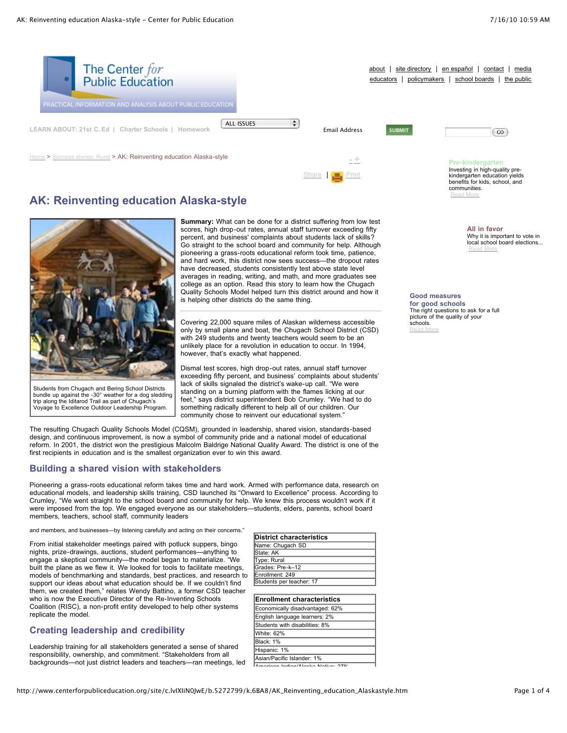# AK: Reinventing education Alaska-style

Home > Success stories: Rural > AK: Reinventing education Alaska-style

Students from Chugach and Bering School Districts bundle up against the -30° weather for a dog sledding trip along the Iditarod Trail as part of Chugach's Voyage to Excellence Outdoor Leadership Program.

**Summary:** What can be done for a district suffering from low test scores, high drop-out rates, annual staff turnover exceeding fifty percent, and business' complaints about students lack of skills? Go straight to the school board and community for help. Although pioneering a grass-roots educational reform took time, patience, and hard work, this district now sees success—the dropout rates have decreased, students consistently test above state level averages in reading, writing, and math, and more graduates see college as an option. Read this story to learn how the Chugach Quality Schools Model helped turn this district around and how it is helping other districts do the same thing.

Covering 22,000 square miles of Alaskan wilderness accessible only by small plane and boat, the Chugach School District (CSD) with 249 students and twenty teachers would seem to be an unlikely place for a revolution in education to occur. In 1994, however, that's exactly what happened.

Dismal test scores, high drop-out rates, annual staff turnover exceeding fifty percent, and business' complaints about students' lack of skills signaled the district's wake-up call. "We were standing on a burning platform with the flames licking at our feet," says district superintendent Bob Crumley. "We had to do something radically different to help all of our children. Our community chose to reinvent our educational system."

The resulting Chugach Quality Schools Model (CQSM), grounded in leadership, shared vision, standards-based design, and continuous improvement, is now a symbol of community pride and a national model of educational reform. In 2001, the district won the prestigious Malcolm Baldrige National Quality Award. The district is one of the first recipients in education and is the smallest organization ever to win this award.

## Building a shared vision with stakeholders

Pioneering a grass-roots educational reform takes time and hard work. Armed with performance data, research on educational models, and leadership skills training, CSD launched its "Onward to Excellence" process. According to Crumley, "We went straight to the school board and community for help. We knew this process wouldn't work if it were imposed from the top. We engaged everyone as our stakeholders—students, elders, parents, school board members, teachers, school staff, community leaders and members, and businesses—by listening carefully and acting on their concerns."

From initial stakeholder meetings paired with potluck suppers, bingo nights, prize-drawings, auctions, student performances—anything to engage a skeptical community—the model began to materialize. "We built the plane as we flew it. We looked for tools to facilitate meetings, models of benchmarking and standards, best practices, and research to support our ideas about what education should be. If we couldn't find them, we created them," relates Wendy Battino, a former CSD teacher who is now the Executive Director of the Re-Inventing Schools Coalition (RISC), a non-profit entity developed to help other systems replicate the model.

| District characteristics |
|---|
| Name: Chugach SD |
| State: AK |
| Type: Rural |
| Grades: Pre-k–12 |
| Enrollment: 249 |
| Students per teacher: 17 |

| Enrollment characteristics |
|---|
| Economically disadvantaged: 62% |
| English language learners: 2% |
| Students with disabilities: 8% |
| White: 62% |
| Black: 1% |
| Hispanic: 1% |
| Asian/Pacific Islander: 1% |
| American Indian/Alaska Native: 27% |

## Creating leadership and credibility

Leadership training for all stakeholders generated a sense of shared responsibility, ownership, and commitment. "Stakeholders from all backgrounds—not just district leaders and teachers—ran meetings, led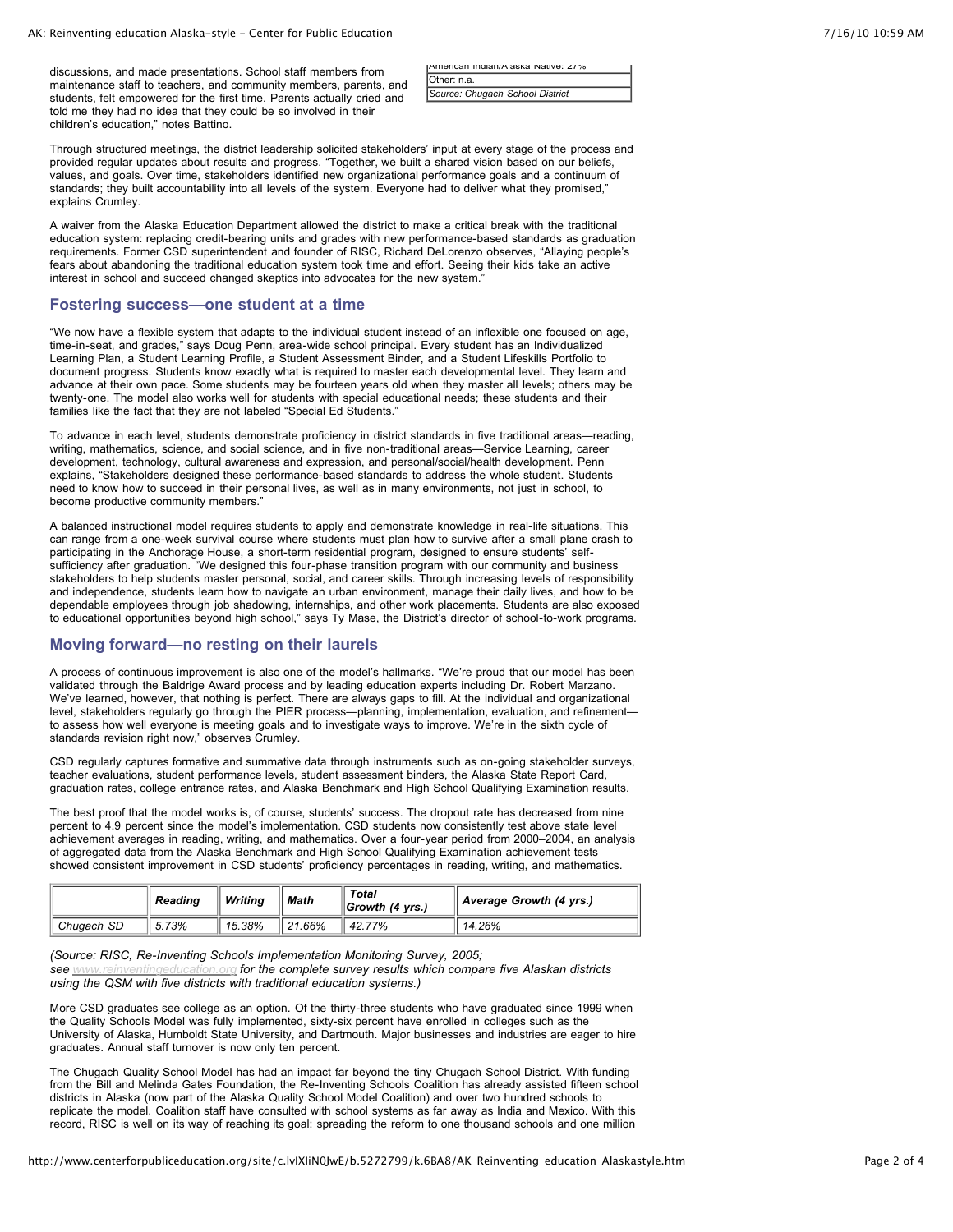discussions, and made presentations. School staff members from maintenance staff to teachers, and community members, parents, and students, felt empowered for the first time. Parents actually cried and told me they had no idea that they could be so involved in their children's education," notes Battino.

| American Indian/Alaska Native: 27% |
|---|
| Other: n.a. |
| *Source: Chugach School District* |

Through structured meetings, the district leadership solicited stakeholders' input at every stage of the process and provided regular updates about results and progress. "Together, we built a shared vision based on our beliefs, values, and goals. Over time, stakeholders identified new organizational performance goals and a continuum of standards; they built accountability into all levels of the system. Everyone had to deliver what they promised," explains Crumley.

A waiver from the Alaska Education Department allowed the district to make a critical break with the traditional education system: replacing credit-bearing units and grades with new performance-based standards as graduation requirements. Former CSD superintendent and founder of RISC, Richard DeLorenzo observes, "Allaying people's fears about abandoning the traditional education system took time and effort. Seeing their kids take an active interest in school and succeed changed skeptics into advocates for the new system."

## Fostering success—one student at a time

"We now have a flexible system that adapts to the individual student instead of an inflexible one focused on age, time-in-seat, and grades," says Doug Penn, area-wide school principal. Every student has an Individualized Learning Plan, a Student Learning Profile, a Student Assessment Binder, and a Student Lifeskills Portfolio to document progress. Students know exactly what is required to master each developmental level. They learn and advance at their own pace. Some students may be fourteen years old when they master all levels; others may be twenty-one. The model also works well for students with special educational needs; these students and their families like the fact that they are not labeled "Special Ed Students."

To advance in each level, students demonstrate proficiency in district standards in five traditional areas—reading, writing, mathematics, science, and social science, and in five non-traditional areas—Service Learning, career development, technology, cultural awareness and expression, and personal/social/health development. Penn explains, "Stakeholders designed these performance-based standards to address the whole student. Students need to know how to succeed in their personal lives, as well as in many environments, not just in school, to become productive community members."

A balanced instructional model requires students to apply and demonstrate knowledge in real-life situations. This can range from a one-week survival course where students must plan how to survive after a small plane crash to participating in the Anchorage House, a short-term residential program, designed to ensure students' self-sufficiency after graduation. "We designed this four-phase transition program with our community and business stakeholders to help students master personal, social, and career skills. Through increasing levels of responsibility and independence, students learn how to navigate an urban environment, manage their daily lives, and how to be dependable employees through job shadowing, internships, and other work placements. Students are also exposed to educational opportunities beyond high school," says Ty Mase, the District's director of school-to-work programs.

## Moving forward—no resting on their laurels

A process of continuous improvement is also one of the model's hallmarks. "We're proud that our model has been validated through the Baldrige Award process and by leading education experts including Dr. Robert Marzano. We've learned, however, that nothing is perfect. There are always gaps to fill. At the individual and organizational level, stakeholders regularly go through the PIER process—planning, implementation, evaluation, and refinement—to assess how well everyone is meeting goals and to investigate ways to improve. We're in the sixth cycle of standards revision right now," observes Crumley.

CSD regularly captures formative and summative data through instruments such as on-going stakeholder surveys, teacher evaluations, student performance levels, student assessment binders, the Alaska State Report Card, graduation rates, college entrance rates, and Alaska Benchmark and High School Qualifying Examination results.

The best proof that the model works is, of course, students' success. The dropout rate has decreased from nine percent to 4.9 percent since the model's implementation. CSD students now consistently test above state level achievement averages in reading, writing, and mathematics. Over a four-year period from 2000–2004, an analysis of aggregated data from the Alaska Benchmark and High School Qualifying Examination achievement tests showed consistent improvement in CSD students' proficiency percentages in reading, writing, and mathematics.

| | *Reading* | *Writing* | *Math* | *Total Growth (4 yrs.)* | *Average Growth (4 yrs.)* |
|---|---|---|---|---|---|
| *Chugach SD* | *5.73%* | *15.38%* | *21.66%* | *42.77%* | *14.26%* |

*(Source: RISC, Re-Inventing Schools Implementation Monitoring Survey, 2005; see www.reinventingeducation.org for the complete survey results which compare five Alaskan districts using the QSM with five districts with traditional education systems.)*

More CSD graduates see college as an option. Of the thirty-three students who have graduated since 1999 when the Quality Schools Model was fully implemented, sixty-six percent have enrolled in colleges such as the University of Alaska, Humboldt State University, and Dartmouth. Major businesses and industries are eager to hire graduates. Annual staff turnover is now only ten percent.

The Chugach Quality School Model has had an impact far beyond the tiny Chugach School District. With funding from the Bill and Melinda Gates Foundation, the Re-Inventing Schools Coalition has already assisted fifteen school districts in Alaska (now part of the Alaska Quality School Model Coalition) and over two hundred schools to replicate the model. Coalition staff have consulted with school systems as far away as India and Mexico. With this record, RISC is well on its way of reaching its goal: spreading the reform to one thousand schools and one million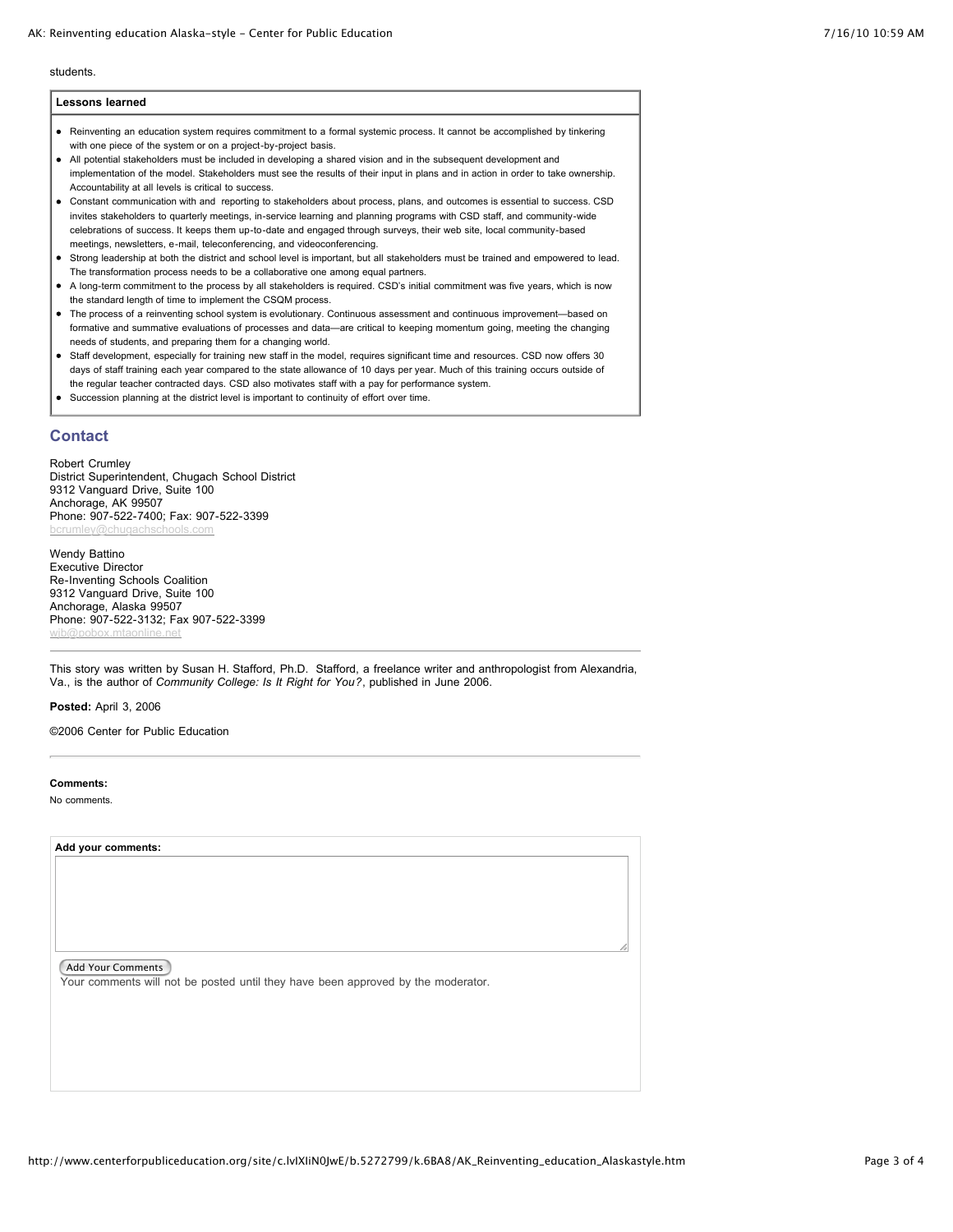students.

**Lessons learned**

- Reinventing an education system requires commitment to a formal systemic process. It cannot be accomplished by tinkering with one piece of the system or on a project-by-project basis.
- All potential stakeholders must be included in developing a shared vision and in the subsequent development and implementation of the model. Stakeholders must see the results of their input in plans and in action in order to take ownership. Accountability at all levels is critical to success.
- Constant communication with and reporting to stakeholders about process, plans, and outcomes is essential to success. CSD invites stakeholders to quarterly meetings, in-service learning and planning programs with CSD staff, and community-wide celebrations of success. It keeps them up-to-date and engaged through surveys, their web site, local community-based meetings, newsletters, e-mail, teleconferencing, and videoconferencing.
- Strong leadership at both the district and school level is important, but all stakeholders must be trained and empowered to lead. The transformation process needs to be a collaborative one among equal partners.
- A long-term commitment to the process by all stakeholders is required. CSD's initial commitment was five years, which is now the standard length of time to implement the CSQM process.
- The process of a reinventing school system is evolutionary. Continuous assessment and continuous improvement—based on formative and summative evaluations of processes and data—are critical to keeping momentum going, meeting the changing needs of students, and preparing them for a changing world.
- Staff development, especially for training new staff in the model, requires significant time and resources. CSD now offers 30 days of staff training each year compared to the state allowance of 10 days per year. Much of this training occurs outside of the regular teacher contracted days. CSD also motivates staff with a pay for performance system.
- Succession planning at the district level is important to continuity of effort over time.

## Contact

Robert Crumley
District Superintendent, Chugach School District
9312 Vanguard Drive, Suite 100
Anchorage, AK 99507
Phone: 907-522-7400; Fax: 907-522-3399
bcrumley@chugachschools.com

Wendy Battino
Executive Director
Re-Inventing Schools Coalition
9312 Vanguard Drive, Suite 100
Anchorage, Alaska 99507
Phone: 907-522-3132; Fax 907-522-3399
wjb@pobox.mtaonline.net

---

This story was written by Susan H. Stafford, Ph.D. Stafford, a freelance writer and anthropologist from Alexandria, Va., is the author of *Community College: Is It Right for You?*, published in June 2006.

**Posted:** April 3, 2006

©2006 Center for Public Education

---

**Comments:**

No comments.

**Add your comments:**

Add Your Comments

Your comments will not be posted until they have been approved by the moderator.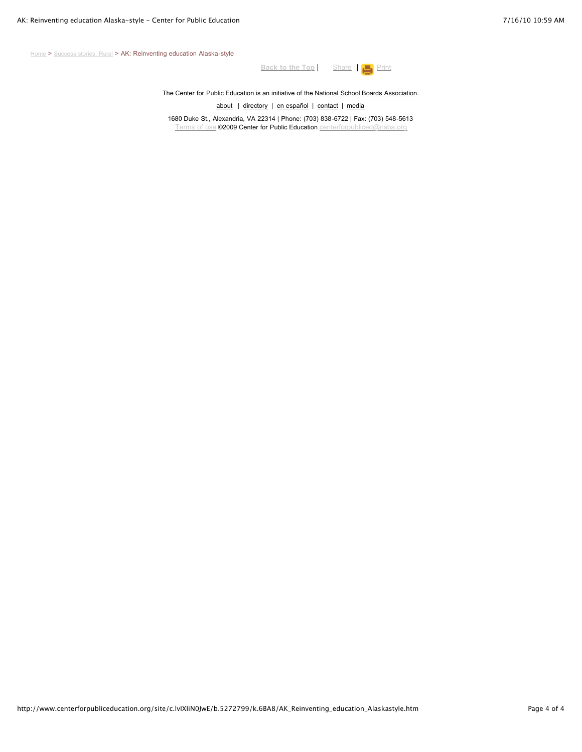Home > Success stories: Rural > AK: Reinventing education Alaska-style

**Back to the Top** | Share | Print

The Center for Public Education is an initiative of the National School Boards Association.

about | directory | en español | contact | media

1680 Duke St., Alexandria, VA 22314 | Phone: (703) 838-6722 | Fax: (703) 548-5613
Terms of use ©2009 Center for Public Education centerforpubliced@nsba.org